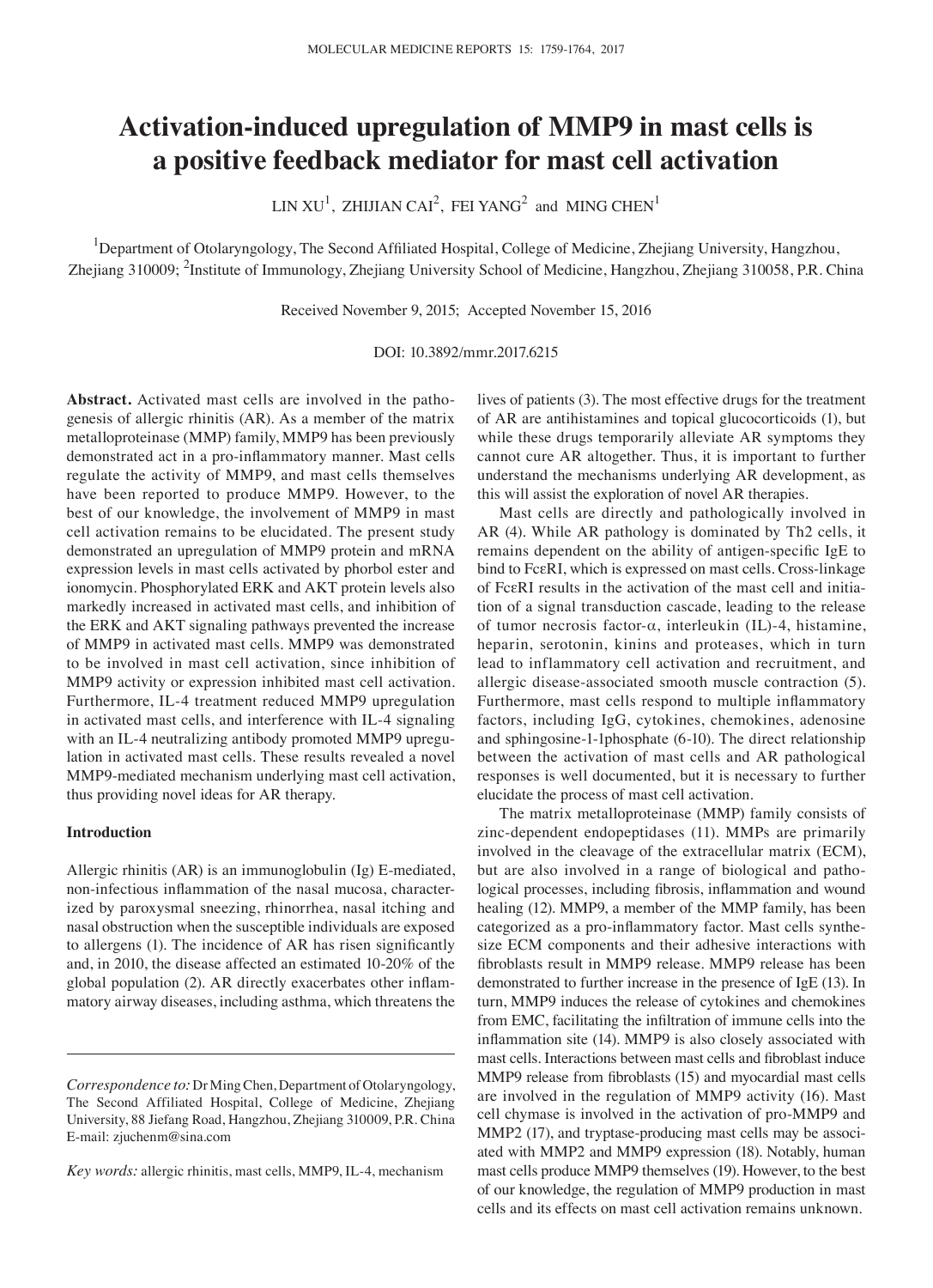# Activation-induced upregulation of MMP9 in mast cells is a positive feedback mediator for mast cell activation

LIN XU[1], ZHIJIAN CAI[2], FEI YANG[2] and MING CHEN[1]

[1]Department of Otolaryngology, The Second Affiliated Hospital, College of Medicine, Zhejiang University, Hangzhou, Zhejiang 310009; [2]Institute of Immunology, Zhejiang University School of Medicine, Hangzhou, Zhejiang 310058, P.R. China

Received November 9, 2015; Accepted November 15, 2016

DOI: 10.3892/mmr.2017.6215

**Abstract.** Activated mast cells are involved in the pathogenesis of allergic rhinitis (AR). As a member of the matrix metalloproteinase (MMP) family, MMP9 has been previously demonstrated act in a pro-inflammatory manner. Mast cells regulate the activity of MMP9, and mast cells themselves have been reported to produce MMP9. However, to the best of our knowledge, the involvement of MMP9 in mast cell activation remains to be elucidated. The present study demonstrated an upregulation of MMP9 protein and mRNA expression levels in mast cells activated by phorbol ester and ionomycin. Phosphorylated ERK and AKT protein levels also markedly increased in activated mast cells, and inhibition of the ERK and AKT signaling pathways prevented the increase of MMP9 in activated mast cells. MMP9 was demonstrated to be involved in mast cell activation, since inhibition of MMP9 activity or expression inhibited mast cell activation. Furthermore, IL-4 treatment reduced MMP9 upregulation in activated mast cells, and interference with IL-4 signaling with an IL-4 neutralizing antibody promoted MMP9 upregulation in activated mast cells. These results revealed a novel MMP9-mediated mechanism underlying mast cell activation, thus providing novel ideas for AR therapy.

## Introduction

Allergic rhinitis (AR) is an immunoglobulin (Ig) E-mediated, non-infectious inflammation of the nasal mucosa, characterized by paroxysmal sneezing, rhinorrhea, nasal itching and nasal obstruction when the susceptible individuals are exposed to allergens (1). The incidence of AR has risen significantly and, in 2010, the disease affected an estimated 10-20% of the global population (2). AR directly exacerbates other inflammatory airway diseases, including asthma, which threatens the lives of patients (3). The most effective drugs for the treatment of AR are antihistamines and topical glucocorticoids (1), but while these drugs temporarily alleviate AR symptoms they cannot cure AR altogether. Thus, it is important to further understand the mechanisms underlying AR development, as this will assist the exploration of novel AR therapies.

Mast cells are directly and pathologically involved in AR (4). While AR pathology is dominated by Th2 cells, it remains dependent on the ability of antigen-specific IgE to bind to FcεRI, which is expressed on mast cells. Cross-linkage of FcεRI results in the activation of the mast cell and initiation of a signal transduction cascade, leading to the release of tumor necrosis factor-α, interleukin (IL)-4, histamine, heparin, serotonin, kinins and proteases, which in turn lead to inflammatory cell activation and recruitment, and allergic disease-associated smooth muscle contraction (5). Furthermore, mast cells respond to multiple inflammatory factors, including IgG, cytokines, chemokines, adenosine and sphingosine-1-1phosphate (6-10). The direct relationship between the activation of mast cells and AR pathological responses is well documented, but it is necessary to further elucidate the process of mast cell activation.

The matrix metalloproteinase (MMP) family consists of zinc-dependent endopeptidases (11). MMPs are primarily involved in the cleavage of the extracellular matrix (ECM), but are also involved in a range of biological and pathological processes, including fibrosis, inflammation and wound healing (12). MMP9, a member of the MMP family, has been categorized as a pro-inflammatory factor. Mast cells synthesize ECM components and their adhesive interactions with fibroblasts result in MMP9 release. MMP9 release has been demonstrated to further increase in the presence of IgE (13). In turn, MMP9 induces the release of cytokines and chemokines from EMC, facilitating the infiltration of immune cells into the inflammation site (14). MMP9 is also closely association with mast cells. Interactions between mast cells and fibroblast induce MMP9 release from fibroblasts (15) and myocardial mast cells are involved in the regulation of MMP9 activity (16). Mast cell chymase is involved in the activation of pro-MMP9 and MMP2 (17), and tryptase-producing mast cells may be associated with MMP2 and MMP9 expression (18). Notably, human mast cells produce MMP9 themselves (19). However, to the best of our knowledge, the regulation of MMP9 production in mast cells and its effects on mast cell activation remains unknown.

*Correspondence to:* Dr Ming Chen, Department of Otolaryngology, The Second Affiliated Hospital, College of Medicine, Zhejiang University, 88 Jiefang Road, Hangzhou, Zhejiang 310009, P.R. China
E-mail: zjuchenm@sina.com

*Key words:* allergic rhinitis, mast cells, MMP9, IL-4, mechanism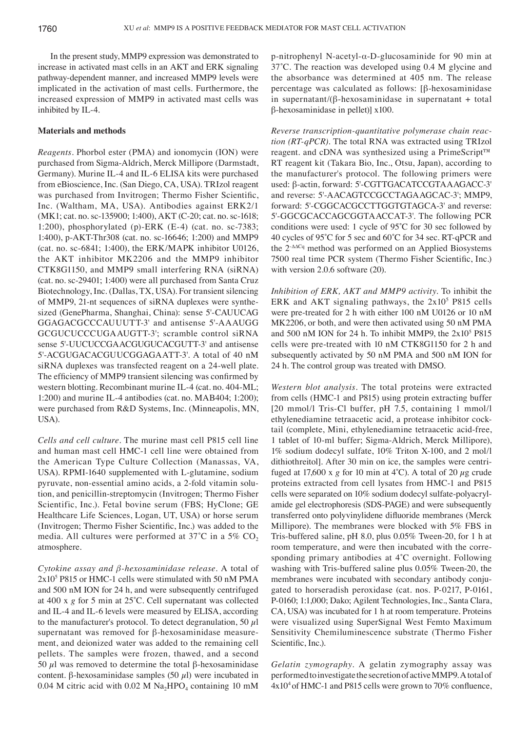In the present study, MMP9 expression was demonstrated to increase in activated mast cells in an AKT and ERK signaling pathway-dependent manner, and increased MMP9 levels were implicated in the activation of mast cells. Furthermore, the increased expression of MMP9 in activated mast cells was inhibited by IL-4.

## Materials and methods

*Reagents.* Phorbol ester (PMA) and ionomycin (ION) were purchased from Sigma-Aldrich, Merck Millipore (Darmstadt, Germany). Murine IL-4 and IL-6 ELISA kits were purchased from eBioscience, Inc. (San Diego, CA, USA). TRIzol reagent was purchased from Invitrogen; Thermo Fisher Scientific, Inc. (Waltham, MA, USA). Antibodies against ERK2/1 (MK1; cat. no. sc-135900; 1:400), AKT (C-20; cat. no. sc-1618; 1:200), phosphorylated (p)-ERK (E-4) (cat. no. sc-7383; 1:400), p-AKT-Thr308 (cat. no. sc-16646; 1:200) and MMP9 (cat. no. sc-6841; 1:400), the ERK/MAPK inhibitor U0126, the AKT inhibitor MK2206 and the MMP9 inhibitor CTK8G1150, and MMP9 small interfering RNA (siRNA) (cat. no. sc-29401; 1:400) were all purchased from Santa Cruz Biotechnology, Inc. (Dallas, TX, USA). For transient silencing of MMP9, 21-nt sequences of siRNA duplexes were synthesized (GenePharma, Shanghai, China): sense 5'-CAUUCAG GGAGACGCCCAUUUTT-3' and antisense 5'-AAAUGG GCGUCUCCCUGAAUGTT-3'; scramble control siRNA sense 5'-UUCUCCGAACGUGUCACGUTT-3' and antisense 5'-ACGUGACACGUUCGGAGAATT-3'. A total of 40 nM siRNA duplexes was transfected reagent on a 24-well plate. The efficiency of MMP9 transient silencing was confirmed by western blotting. Recombinant murine IL-4 (cat. no. 404-ML; 1:200) and murine IL-4 antibodies (cat. no. MAB404; 1:200); were purchased from R&D Systems, Inc. (Minneapolis, MN, USA).

*Cells and cell culture.* The murine mast cell P815 cell line and human mast cell HMC-1 cell line were obtained from the American Type Culture Collection (Manassas, VA, USA). RPMI-1640 supplemented with L-glutamine, sodium pyruvate, non-essential amino acids, a 2-fold vitamin solution, and penicillin-streptomycin (Invitrogen; Thermo Fisher Scientific, Inc.). Fetal bovine serum (FBS; HyClone; GE Healthcare Life Sciences, Logan, UT, USA) or horse serum (Invitrogen; Thermo Fisher Scientific, Inc.) was added to the media. All cultures were performed at 37˚C in a 5% $CO_2$ atmosphere.

*Cytokine assay and β-hexosaminidase release.* A total of $2 \times 10^5$ P815 or HMC-1 cells were stimulated with 50 nM PMA and 500 nM ION for 24 h, and were subsequently centrifuged at 400 x *g* for 5 min at 25˚C. Cell supernatant was collected and IL-4 and IL-6 levels were measured by ELISA, according to the manufacturer's protocol. To detect degranulation, 50 $\mu$l supernatant was removed for β-hexosaminidase measurement, and deionized water was added to the remaining cell pellets. The samples were frozen, thawed, and a second 50 $\mu$l was removed to determine the total β-hexosaminidase content. β-hexosaminidase samples (50 $\mu$l) were incubated in 0.04 M citric acid with 0.02 M $Na_2HPO_4$ containing 10 mM p-nitrophenyl N-acetyl-α-D-glucosaminide for 90 min at 37˚C. The reaction was developed using 0.4 M glycine and the absorbance was determined at 405 nm. The release percentage was calculated as follows: [β-hexosaminidase in supernatant/(β-hexosaminidase in supernatant + total β-hexosaminidase in pellet)] x100.

*Reverse transcription-quantitative polymerase chain reaction (RT-qPCR).* The total RNA was extracted using TRIzol reagent. and cDNA was synthesized using a PrimeScript™ RT reagent kit (Takara Bio, Inc., Otsu, Japan), according to the manufacturer's protocol. The following primers were used: β-actin, forward: 5'-CGTTGACATCCGTAAAGACC-3' and reverse: 5'-AACAGTCCGCCTAGAAGCAC-3'; MMP9, forward: 5'-CGGCACGCCTTGGTGTAGCA-3' and reverse: 5'-GGCGCACCAGCGGTAACCAT-3'. The following PCR conditions were used: 1 cycle of 95˚C for 30 sec followed by 40 cycles of 95˚C for 5 sec and 60˚C for 34 sec. RT-qPCR and the $2^{-\Delta\Delta Cq}$ method was performed on an Applied Biosystems 7500 real time PCR system (Thermo Fisher Scientific, Inc.) with version 2.0.6 software (20).

*Inhibition of ERK, AKT and MMP9 activity.* To inhibit the ERK and AKT signaling pathways, the $2 \times 10^5$ P815 cells were pre-treated for 2 h with either 100 nM U0126 or 10 nM MK2206, or both, and were then activated using 50 nM PMA and 500 nM ION for 24 h. To inhibit MMP9, the $2 \times 10^5$ P815 cells were pre-treated with 10 nM CTK8G1150 for 2 h and subsequently activated by 50 nM PMA and 500 nM ION for 24 h. The control group was treated with DMSO.

*Western blot analysis.* The total proteins were extracted from cells (HMC-1 and P815) using protein extracting buffer [20 mmol/l Tris-Cl buffer, pH 7.5, containing 1 mmol/l ethylenediamine tetraacetic acid, a protease inhibitor cocktail (complete, Mini, ethylenediamine tetraacetic acid-free, 1 tablet of 10-ml buffer; Sigma-Aldrich, Merck Millipore), 1% sodium dodecyl sulfate, 10% Triton X-100, and 2 mol/l dithiothreitol]. After 30 min on ice, the samples were centrifuged at 17,600 x *g* for 10 min at 4˚C). A total of 20 $\mu$g crude proteins extracted from cell lysates from HMC-1 and P815 cells were separated on 10% sodium dodecyl sulfate-polyacrylamide gel electrophoresis (SDS-PAGE) and were subsequently transferred onto polyvinylidene difluoride membranes (Merck Millipore). The membranes were blocked with 5% FBS in Tris-buffered saline, pH 8.0, plus 0.05% Tween-20, for 1 h at room temperature, and were then incubated with the corresponding primary antibodies at 4˚C overnight. Following washing with Tris-buffered saline plus 0.05% Tween-20, the membranes were incubated with secondary antibody conjugated to horseradish peroxidase (cat. nos. P-0217, P-0161, P-0160; 1:1,000; Dako; Agilent Technologies, Inc., Santa Clara, CA, USA) was incubated for 1 h at room temperature. Proteins were visualized using SuperSignal West Femto Maximum Sensitivity Chemiluminescence substrate (Thermo Fisher Scientific, Inc.).

*Gelatin zymography.* A gelatin zymography assay was performed to investigate the secretion of active MMP9. A total of $4 \times 10^4$ of HMC-1 and P815 cells were grown to 70% confluence,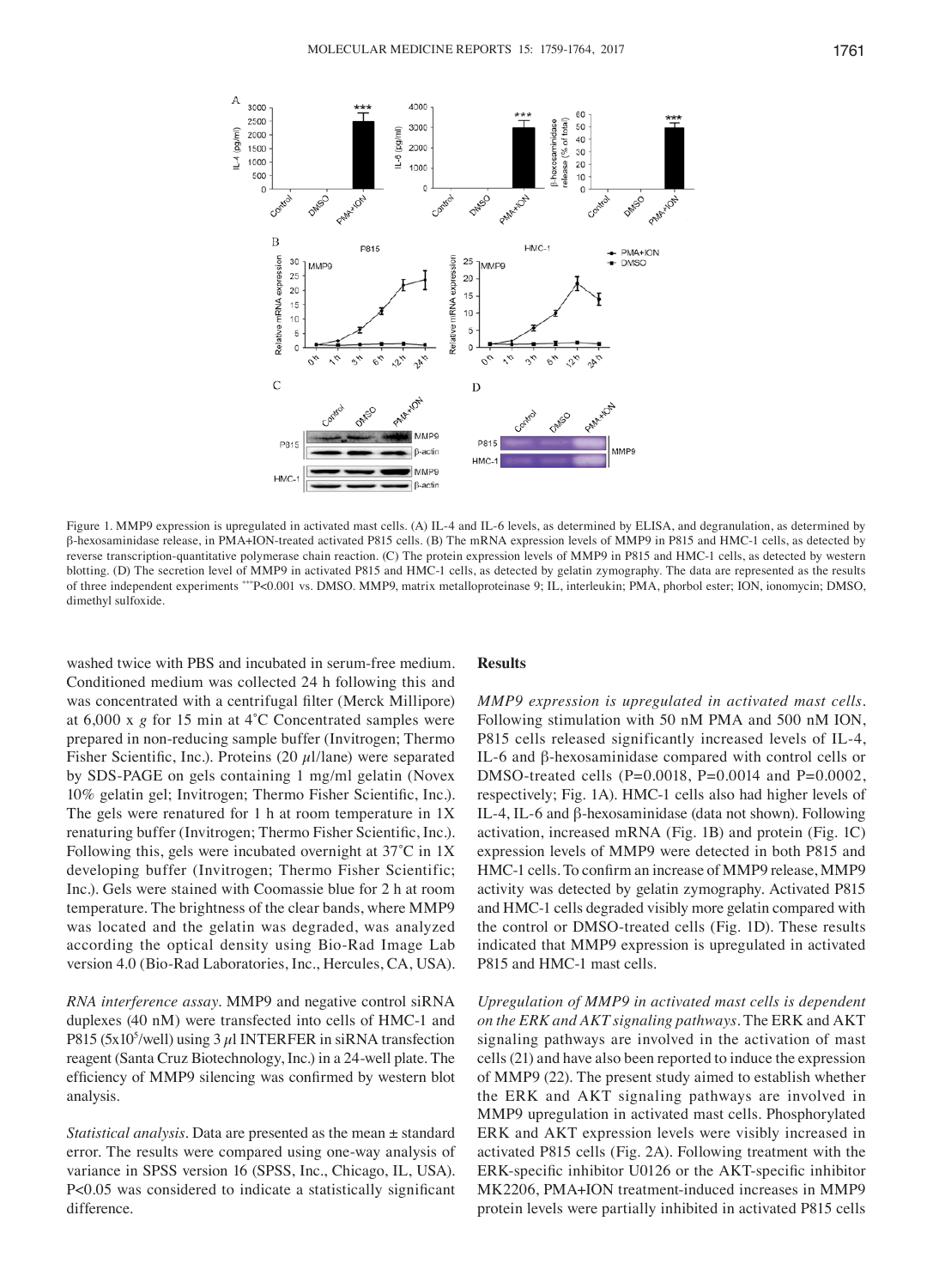Figure 1. MMP9 expression is upregulated in activated mast cells. (A) IL-4 and IL-6 levels, as determined by ELISA, and degranulation, as determined by β-hexosaminidase release, in PMA+ION-treated activated P815 cells. (B) The mRNA expression levels of MMP9 in P815 and HMC-1 cells, as detected by reverse transcription-quantitative polymerase chain reaction. (C) The protein expression levels of MMP9 in P815 and HMC-1 cells, as detected by western blotting. (D) The secretion level of MMP9 in activated P815 and HMC-1 cells, as detected by gelatin zymography. The data are represented as the results of three independent experiments ***P<0.001 vs. DMSO. MMP9, matrix metalloproteinase 9; IL, interleukin; PMA, phorbol ester; ION, ionomycin; DMSO, dimethyl sulfoxide.

washed twice with PBS and incubated in serum-free medium. Conditioned medium was collected 24 h following this and was concentrated with a centrifugal filter (Merck Millipore) at 6,000 x *g* for 15 min at 4˚C Concentrated samples were prepared in non-reducing sample buffer (Invitrogen; Thermo Fisher Scientific, Inc.). Proteins (20 $\mu$l/lane) were separated by SDS-PAGE on gels containing 1 mg/ml gelatin (Novex 10% gelatin gel; Invitrogen; Thermo Fisher Scientific, Inc.). The gels were renatured for 1 h at room temperature in 1X renaturing buffer (Invitrogen; Thermo Fisher Scientific, Inc.). Following this, gels were incubated overnight at 37˚C in 1X developing buffer (Invitrogen; Thermo Fisher Scientific; Inc.). Gels were stained with Coomassie blue for 2 h at room temperature. The brightness of the clear bands, where MMP9 was located and the gelatin was degraded, was analyzed according the optical density using Bio-Rad Image Lab version 4.0 (Bio-Rad Laboratories, Inc., Hercules, CA, USA).

*RNA interference assay.* MMP9 and negative control siRNA duplexes (40 nM) were transfected into cells of HMC-1 and P815 ($5\times10^5$/well) using 3 $\mu$l INTERFER in siRNA transfection reagent (Santa Cruz Biotechnology, Inc.) in a 24-well plate. The efficiency of MMP9 silencing was confirmed by western blot analysis.

*Statistical analysis.* Data are presented as the mean ± standard error. The results were compared using one-way analysis of variance in SPSS version 16 (SPSS, Inc., Chicago, IL, USA). P<0.05 was considered to indicate a statistically significant difference.

## Results

*MMP9 expression is upregulated in activated mast cells.* Following stimulation with 50 nM PMA and 500 nM ION, P815 cells released significantly increased levels of IL-4, IL-6 and β-hexosaminidase compared with control cells or DMSO-treated cells (P=0.0018, P=0.0014 and P=0.0002, respectively; Fig. 1A). HMC-1 cells also had higher levels of IL-4, IL-6 and β-hexosaminidase (data not shown). Following activation, increased mRNA (Fig. 1B) and protein (Fig. 1C) expression levels of MMP9 were detected in both P815 and HMC-1 cells. To confirm an increase of MMP9 release, MMP9 activity was detected by gelatin zymography. Activated P815 and HMC-1 cells degraded visibly more gelatin compared with the control or DMSO-treated cells (Fig. 1D). These results indicated that MMP9 expression is upregulated in activated P815 and HMC-1 mast cells.

*Upregulation of MMP9 in activated mast cells is dependent on the ERK and AKT signaling pathways.* The ERK and AKT signaling pathways are involved in the activation of mast cells (21) and have also been reported to induce the expression of MMP9 (22). The present study aimed to establish whether the ERK and AKT signaling pathways are involved in MMP9 upregulation in activated mast cells. Phosphorylated ERK and AKT expression levels were visibly increased in activated P815 cells (Fig. 2A). Following treatment with the ERK-specific inhibitor U0126 or the AKT-specific inhibitor MK2206, PMA+ION treatment-induced increases in MMP9 protein levels were partially inhibited in activated P815 cells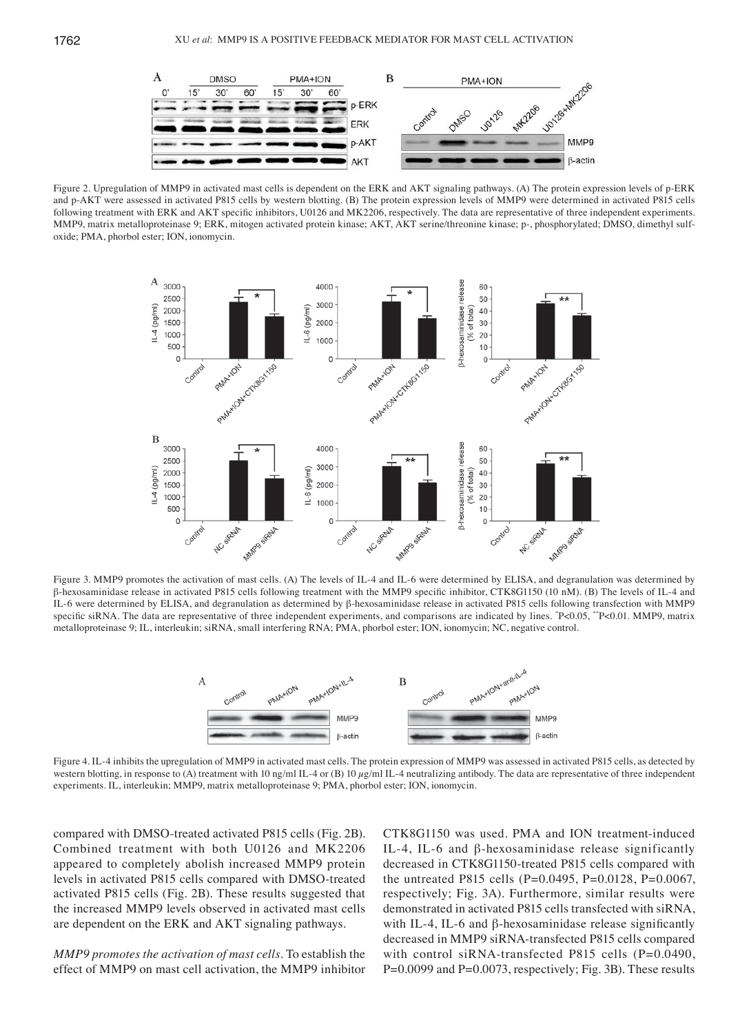Figure 2. Upregulation of MMP9 in activated mast cells is dependent on the ERK and AKT signaling pathways. (A) The protein expression levels of p-ERK and p-AKT were assessed in activated P815 cells by western blotting. (B) The protein expression levels of MMP9 were determined in activated P815 cells following treatment with ERK and AKT specific inhibitors, U0126 and MK2206, respectively. The data are representative of three independent experiments. MMP9, matrix metalloproteinase 9; ERK, mitogen activated protein kinase; AKT, AKT serine/threonine kinase; p-, phosphorylated; DMSO, dimethyl sulfoxide; PMA, phorbol ester; ION, ionomycin.

Figure 3. MMP9 promotes the activation of mast cells. (A) The levels of IL-4 and IL-6 were determined by ELISA, and degranulation was determined by β-hexosaminidase release in activated P815 cells following treatment with the MMP9 specific inhibitor, CTK8G1150 (10 nM). (B) The levels of IL-4 and IL-6 were determined by ELISA, and degranulation as determined by β-hexosaminidase release in activated P815 cells following transfection with MMP9 specific siRNA. The data are representative of three independent experiments, and comparisons are indicated by lines. *P<0.05, **P<0.01. MMP9, matrix metalloproteinase 9; IL, interleukin; siRNA, small interfering RNA; PMA, phorbol ester; ION, ionomycin; NC, negative control.

Figure 4. IL-4 inhibits the upregulation of MMP9 in activated mast cells. The protein expression of MMP9 was assessed in activated P815 cells, as detected by western blotting, in response to (A) treatment with 10 ng/ml IL-4 or (B) 10 $\mu$g/ml IL-4 neutralizing antibody. The data are representative of three independent experiments. IL, interleukin; MMP9, matrix metalloproteinase 9; PMA, phorbol ester; ION, ionomycin.

compared with DMSO-treated activated P815 cells (Fig. 2B). Combined treatment with both U0126 and MK2206 appeared to completely abolish increased MMP9 protein levels in activated P815 cells compared with DMSO-treated activated P815 cells (Fig. 2B). These results suggested that the increased MMP9 levels observed in activated mast cells are dependent on the ERK and AKT signaling pathways.

*MMP9 promotes the activation of mast cells.* To establish the effect of MMP9 on mast cell activation, the MMP9 inhibitor CTK8G1150 was used. PMA and ION treatment-induced IL-4, IL-6 and β-hexosaminidase release significantly decreased in CTK8G1150-treated P815 cells compared with the untreated P815 cells (P=0.0495, P=0.0128, P=0.0067, respectively; Fig. 3A). Furthermore, similar results were demonstrated in activated P815 cells transfected with siRNA, with IL-4, IL-6 and β-hexosaminidase release significantly decreased in MMP9 siRNA-transfected P815 cells compared with control siRNA-transfected P815 cells (P=0.0490, P=0.0099 and P=0.0073, respectively; Fig. 3B). These results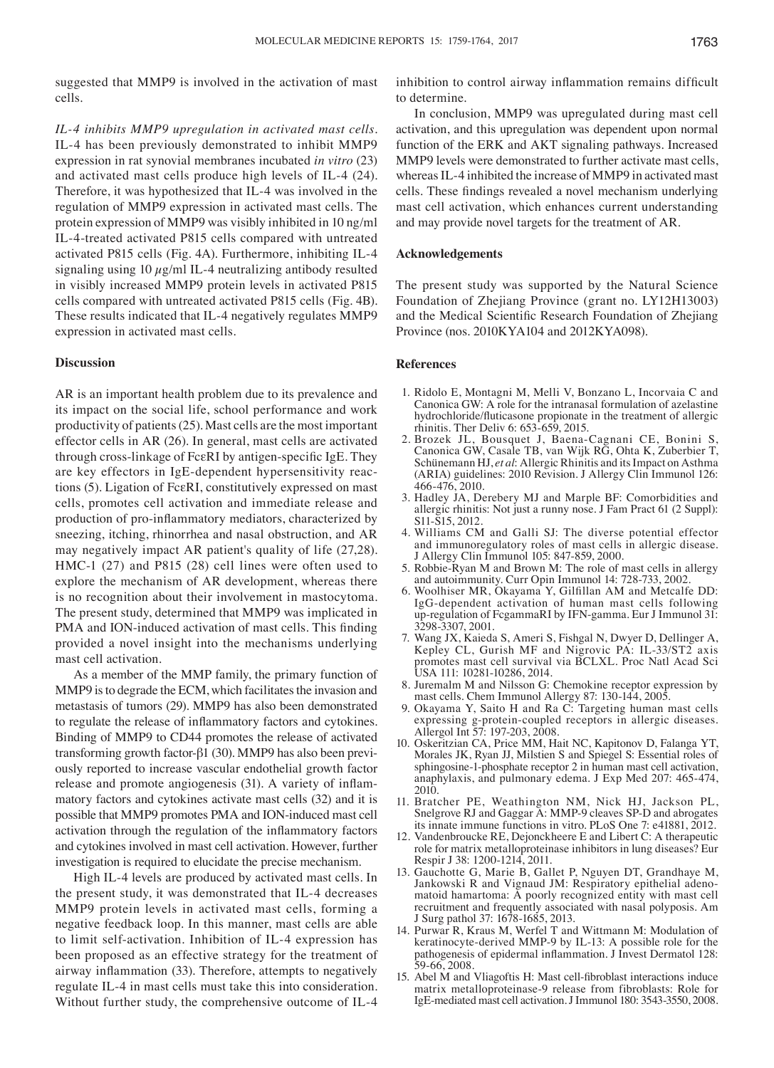suggested that MMP9 is involved in the activation of mast cells.

*IL-4 inhibits MMP9 upregulation in activated mast cells*. IL-4 has been previously demonstrated to inhibit MMP9 expression in rat synovial membranes incubated *in vitro* (23) and activated mast cells produce high levels of IL-4 (24). Therefore, it was hypothesized that IL-4 was involved in the regulation of MMP9 expression in activated mast cells. The protein expression of MMP9 was visibly inhibited in 10 ng/ml IL-4-treated activated P815 cells compared with untreated activated P815 cells (Fig. 4A). Furthermore, inhibiting IL-4 signaling using 10 µg/ml IL-4 neutralizing antibody resulted in visibly increased MMP9 protein levels in activated P815 cells compared with untreated activated P815 cells (Fig. 4B). These results indicated that IL-4 negatively regulates MMP9 expression in activated mast cells.

## Discussion

AR is an important health problem due to its prevalence and its impact on the social life, school performance and work productivity of patients (25). Mast cells are the most important effector cells in AR (26). In general, mast cells are activated through cross-linkage of FcεRI by antigen-specific IgE. They are key effectors in IgE-dependent hypersensitivity reactions (5). Ligation of FcεRI, constitutively expressed on mast cells, promotes cell activation and immediate release and production of pro-inflammatory mediators, characterized by sneezing, itching, rhinorrhea and nasal obstruction, and AR may negatively impact AR patient's quality of life (27,28). HMC-1 (27) and P815 (28) cell lines were often used to explore the mechanism of AR development, whereas there is no recognition about their involvement in mastocytoma. The present study, determined that MMP9 was implicated in PMA and ION-induced activation of mast cells. This finding provided a novel insight into the mechanisms underlying mast cell activation.

As a member of the MMP family, the primary function of MMP9 is to degrade the ECM, which facilitates the invasion and metastasis of tumors (29). MMP9 has also been demonstrated to regulate the release of inflammatory factors and cytokines. Binding of MMP9 to CD44 promotes the release of activated transforming growth factor-β1 (30). MMP9 has also been previously reported to increase vascular endothelial growth factor release and promote angiogenesis (31). A variety of inflammatory factors and cytokines activate mast cells (32) and it is possible that MMP9 promotes PMA and ION-induced mast cell activation through the regulation of the inflammatory factors and cytokines involved in mast cell activation. However, further investigation is required to elucidate the precise mechanism.

High IL-4 levels are produced by activated mast cells. In the present study, it was demonstrated that IL-4 decreases MMP9 protein levels in activated mast cells, forming a negative feedback loop. In this manner, mast cells are able to limit self-activation. Inhibition of IL-4 expression has been proposed as an effective strategy for the treatment of airway inflammation (33). Therefore, attempts to negatively regulate IL-4 in mast cells must take this into consideration. Without further study, the comprehensive outcome of IL-4 inhibition to control airway inflammation remains difficult to determine.

In conclusion, MMP9 was upregulated during mast cell activation, and this upregulation was dependent upon normal function of the ERK and AKT signaling pathways. Increased MMP9 levels were demonstrated to further activate mast cells, whereas IL-4 inhibited the increase of MMP9 in activated mast cells. These findings revealed a novel mechanism underlying mast cell activation, which enhances current understanding and may provide novel targets for the treatment of AR.

## Acknowledgements

The present study was supported by the Natural Science Foundation of Zhejiang Province (grant no. LY12H13003) and the Medical Scientific Research Foundation of Zhejiang Province (nos. 2010KYA104 and 2012KYA098).

## References

1. Ridolo E, Montagni M, Melli V, Bonzano L, Incorvaia C and Canonica GW: A role for the intranasal formulation of azelastine hydrochloride/fluticasone propionate in the treatment of allergic rhinitis. Ther Deliv 6: 653-659, 2015.
2. Brozek JL, Bousquet J, Baena-Cagnani CE, Bonini S, Canonica GW, Casale TB, van Wijk RG, Ohta K, Zuberbier T, Schünemann HJ, *et al*: Allergic Rhinitis and its Impact on Asthma (ARIA) guidelines: 2010 Revision. J Allergy Clin Immunol 126: 466-476, 2010.
3. Hadley JA, Derebery MJ and Marple BF: Comorbidities and allergic rhinitis: Not just a runny nose. J Fam Pract 61 (2 Suppl): S11-S15, 2012.
4. Williams CM and Galli SJ: The diverse potential effector and immunoregulatory roles of mast cells in allergic disease. J Allergy Clin Immunol 105: 847-859, 2000.
5. Robbie-Ryan M and Brown M: The role of mast cells in allergy and autoimmunity. Curr Opin Immunol 14: 728-733, 2002.
6. Woolhiser MR, Okayama Y, Gilfillan AM and Metcalfe DD: IgG-dependent activation of human mast cells following up-regulation of FcgammaRI by IFN-gamma. Eur J Immunol 31: 3298-3307, 2001.
7. Wang JX, Kaieda S, Ameri S, Fishgal N, Dwyer D, Dellinger A, Kepley CL, Gurish MF and Nigrovic PA: IL-33/ST2 axis promotes mast cell survival via BCLXL. Proc Natl Acad Sci USA 111: 10281-10286, 2014.
8. Juremalm M and Nilsson G: Chemokine receptor expression by mast cells. Chem Immunol Allergy 87: 130-144, 2005.
9. Okayama Y, Saito H and Ra C: Targeting human mast cells expressing g-protein-coupled receptors in allergic diseases. Allergol Int 57: 197-203, 2008.
10. Oskeritzian CA, Price MM, Hait NC, Kapitonov D, Falanga YT, Morales JK, Ryan JJ, Milstien S and Spiegel S: Essential roles of sphingosine-1-phosphate receptor 2 in human mast cell activation, anaphylaxis, and pulmonary edema. J Exp Med 207: 465-474, 2010.
11. Bratcher PE, Weathington NM, Nick HJ, Jackson PL, Snelgrove RJ and Gaggar A: MMP-9 cleaves SP-D and abrogates its innate immune functions in vitro. PLoS One 7: e41881, 2012.
12. Vandenbroucke RE, Dejonckheere E and Libert C: A therapeutic role for matrix metalloproteinase inhibitors in lung diseases? Eur Respir J 38: 1200-1214, 2011.
13. Gauchotte G, Marie B, Gallet P, Nguyen DT, Grandhaye M, Jankowski R and Vignaud JM: Respiratory epithelial adenomatoid hamartoma: A poorly recognized entity with mast cell recruitment and frequently associated with nasal polyposis. Am J Surg pathol 37: 1678-1685, 2013.
14. Purwar R, Kraus M, Werfel T and Wittmann M: Modulation of keratinocyte-derived MMP-9 by IL-13: A possible role for the pathogenesis of epidermal inflammation. J Invest Dermatol 128: 59-66, 2008.
15. Abel M and Vliagoftis H: Mast cell-fibroblast interactions induce matrix metalloproteinase-9 release from fibroblasts: Role for IgE-mediated mast cell activation. J Immunol 180: 3543-3550, 2008.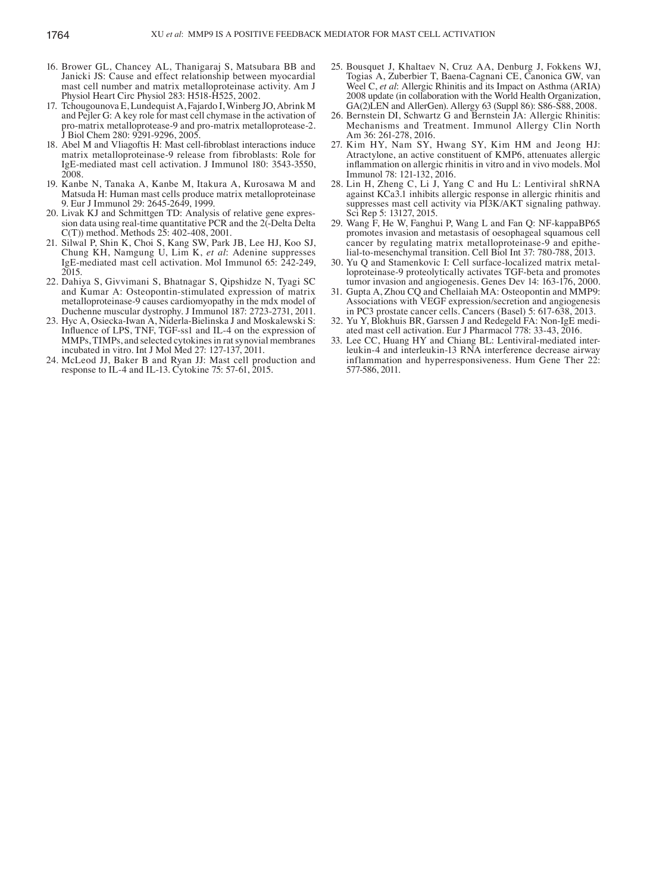16. Brower GL, Chancey AL, Thanigaraj S, Matsubara BB and Janicki JS: Cause and effect relationship between myocardial mast cell number and matrix metalloproteinase activity. Am J Physiol Heart Circ Physiol 283: H518-H525, 2002.
17. Tchougounova E, Lundequist A, Fajardo I, Winberg JO, Abrink M and Pejler G: A key role for mast cell chymase in the activation of pro-matrix metalloprotease-9 and pro-matrix metalloprotease-2. J Biol Chem 280: 9291-9296, 2005.
18. Abel M and Vliagoftis H: Mast cell-fibroblast interactions induce matrix metalloproteinase-9 release from fibroblasts: Role for IgE-mediated mast cell activation. J Immunol 180: 3543-3550, 2008.
19. Kanbe N, Tanaka A, Kanbe M, Itakura A, Kurosawa M and Matsuda H: Human mast cells produce matrix metalloproteinase 9. Eur J Immunol 29: 2645-2649, 1999.
20. Livak KJ and Schmittgen TD: Analysis of relative gene expression data using real-time quantitative PCR and the 2(-Delta Delta C(T)) method. Methods 25: 402-408, 2001.
21. Silwal P, Shin K, Choi S, Kang SW, Park JB, Lee HJ, Koo SJ, Chung KH, Namgung U, Lim K, *et al*: Adenine suppresses IgE-mediated mast cell activation. Mol Immunol 65: 242-249, 2015.
22. Dahiya S, Givvimani S, Bhatnagar S, Qipshidze N, Tyagi SC and Kumar A: Osteopontin-stimulated expression of matrix metalloproteinase-9 causes cardiomyopathy in the mdx model of Duchenne muscular dystrophy. J Immunol 187: 2723-2731, 2011.
23. Hyc A, Osiecka-Iwan A, Niderla-Bielinska J and Moskalewski S: Influence of LPS, TNF, TGF-ss1 and IL-4 on the expression of MMPs, TIMPs, and selected cytokines in rat synovial membranes incubated in vitro. Int J Mol Med 27: 127-137, 2011.
24. McLeod JJ, Baker B and Ryan JJ: Mast cell production and response to IL-4 and IL-13. Cytokine 75: 57-61, 2015.
25. Bousquet J, Khaltaev N, Cruz AA, Denburg J, Fokkens WJ, Togias A, Zuberbier T, Baena-Cagnani CE, Canonica GW, van Weel C, *et al*: Allergic Rhinitis and its Impact on Asthma (ARIA) 2008 update (in collaboration with the World Health Organization, GA(2)LEN and AllerGen). Allergy 63 (Suppl 86): S86-S88, 2008.
26. Bernstein DI, Schwartz G and Bernstein JA: Allergic Rhinitis: Mechanisms and Treatment. Immunol Allergy Clin North Am 36: 261-278, 2016.
27. Kim HY, Nam SY, Hwang SY, Kim HM and Jeong HJ: Atractylone, an active constituent of KMP6, attenuates allergic inflammation on allergic rhinitis in vitro and in vivo models. Mol Immunol 78: 121-132, 2016.
28. Lin H, Zheng C, Li J, Yang C and Hu L: Lentiviral shRNA against KCa3.1 inhibits allergic response in allergic rhinitis and suppresses mast cell activity via PI3K/AKT signaling pathway. Sci Rep 5: 13127, 2015.
29. Wang F, He W, Fanghui P, Wang L and Fan Q: NF-kappaBP65 promotes invasion and metastasis of oesophageal squamous cell cancer by regulating matrix metalloproteinase-9 and epithelial-to-mesenchymal transition. Cell Biol Int 37: 780-788, 2013.
30. Yu Q and Stamenkovic I: Cell surface-localized matrix metalloproteinase-9 proteolytically activates TGF-beta and promotes tumor invasion and angiogenesis. Genes Dev 14: 163-176, 2000.
31. Gupta A, Zhou CQ and Chellaiah MA: Osteopontin and MMP9: Associations with VEGF expression/secretion and angiogenesis in PC3 prostate cancer cells. Cancers (Basel) 5: 617-638, 2013.
32. Yu Y, Blokhuis BR, Garssen J and Redegeld FA: Non-IgE mediated mast cell activation. Eur J Pharmacol 778: 33-43, 2016.
33. Lee CC, Huang HY and Chiang BL: Lentiviral-mediated interleukin-4 and interleukin-13 RNA interference decrease airway inflammation and hyperresponsiveness. Hum Gene Ther 22: 577-586, 2011.